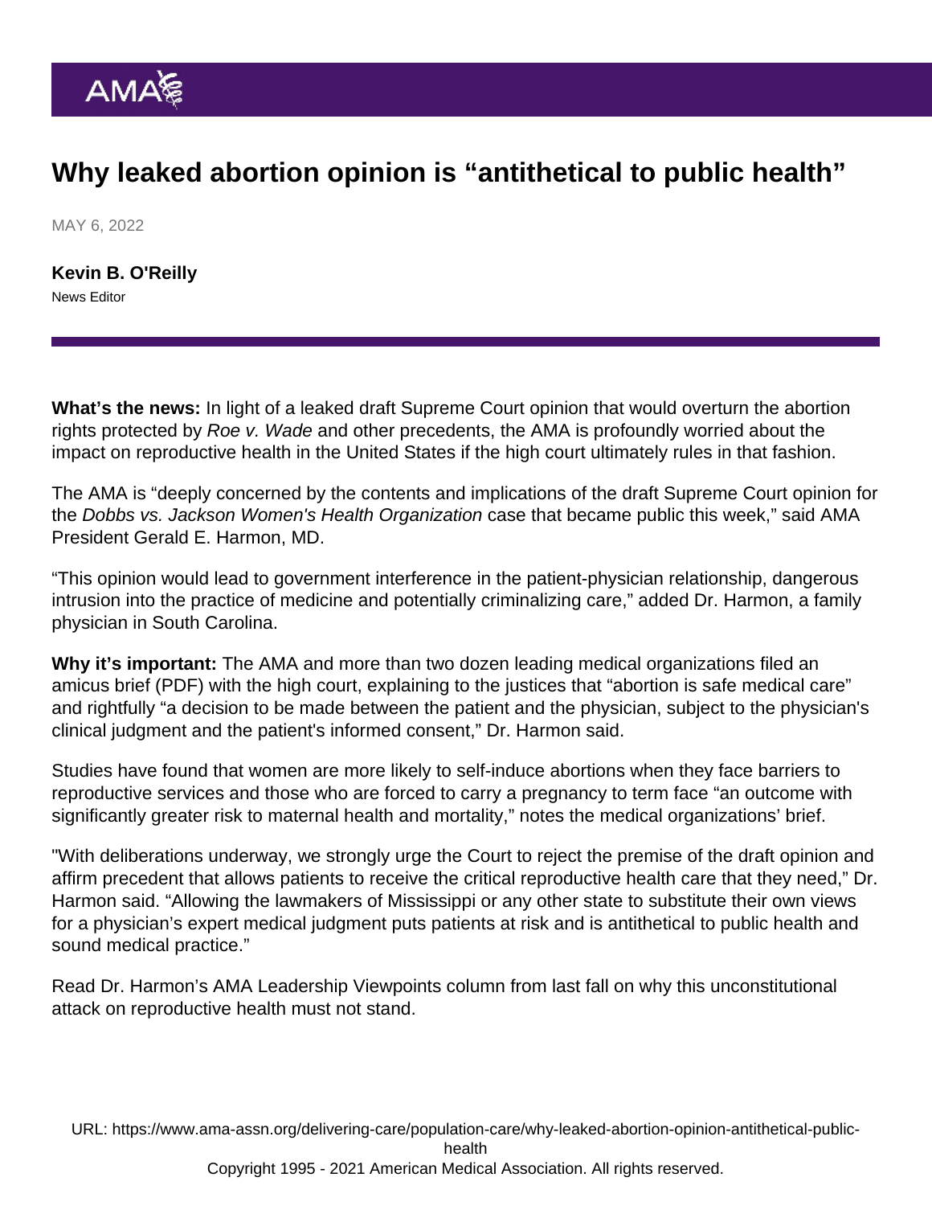AMA

# Why leaked abortion opinion is "antithetical to public health"

MAY 6, 2022

**Kevin B. O'Reilly**
News Editor

**What's the news:** In light of a leaked draft Supreme Court opinion that would overturn the abortion rights protected by *Roe v. Wade* and other precedents, the AMA is profoundly worried about the impact on reproductive health in the United States if the high court ultimately rules in that fashion.

The AMA is "deeply concerned by the contents and implications of the draft Supreme Court opinion for the *Dobbs vs. Jackson Women's Health Organization* case that became public this week," said AMA President Gerald E. Harmon, MD.

"This opinion would lead to government interference in the patient-physician relationship, dangerous intrusion into the practice of medicine and potentially criminalizing care," added Dr. Harmon, a family physician in South Carolina.

**Why it's important:** The AMA and more than two dozen leading medical organizations filed an amicus brief (PDF) with the high court, explaining to the justices that "abortion is safe medical care" and rightfully "a decision to be made between the patient and the physician, subject to the physician's clinical judgment and the patient's informed consent," Dr. Harmon said.

Studies have found that women are more likely to self-induce abortions when they face barriers to reproductive services and those who are forced to carry a pregnancy to term face "an outcome with significantly greater risk to maternal health and mortality," notes the medical organizations' brief.

"With deliberations underway, we strongly urge the Court to reject the premise of the draft opinion and affirm precedent that allows patients to receive the critical reproductive health care that they need," Dr. Harmon said. "Allowing the lawmakers of Mississippi or any other state to substitute their own views for a physician's expert medical judgment puts patients at risk and is antithetical to public health and sound medical practice."

Read Dr. Harmon's AMA Leadership Viewpoints column from last fall on why this unconstitutional attack on reproductive health must not stand.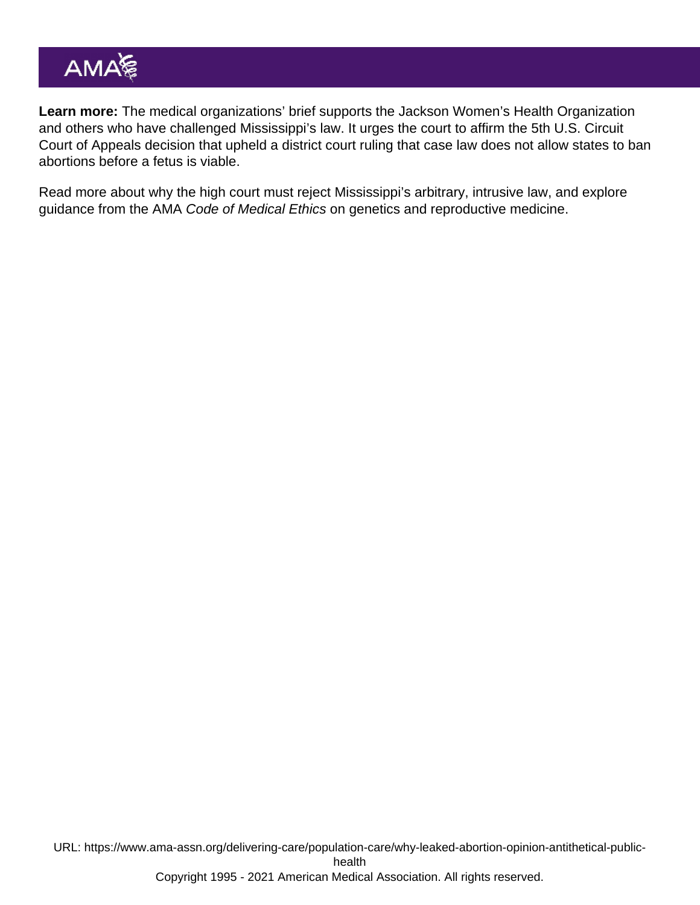**Learn more:** The medical organizations' brief supports the Jackson Women's Health Organization and others who have challenged Mississippi's law. It urges the court to affirm the 5th U.S. Circuit Court of Appeals decision that upheld a district court ruling that case law does not allow states to ban abortions before a fetus is viable.

Read more about why the high court must reject Mississippi's arbitrary, intrusive law, and explore guidance from the AMA *Code of Medical Ethics* on genetics and reproductive medicine.